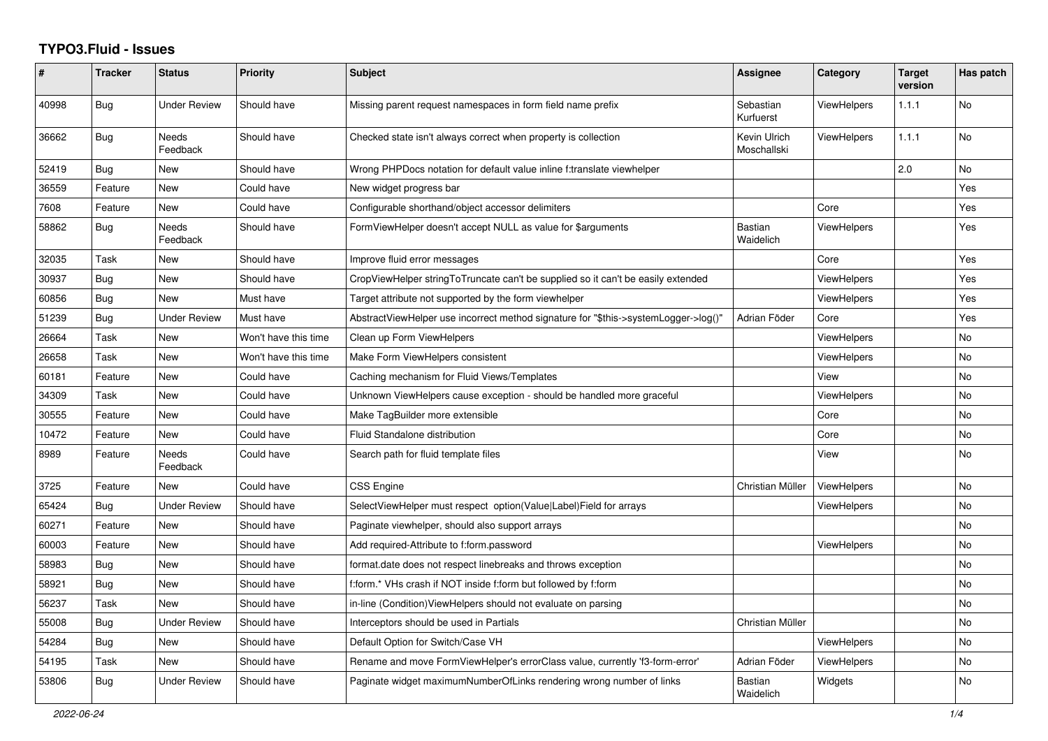# TYPO3.Fluid - Issues

| # | Tracker | Status | Priority | Subject | Assignee | Category | Target version | Has patch |
|---|---|---|---|---|---|---|---|---|
| 40998 | Bug | Under Review | Should have | Missing parent request namespaces in form field name prefix | Sebastian Kurfuerst | ViewHelpers | 1.1.1 | No |
| 36662 | Bug | Needs Feedback | Should have | Checked state isn't always correct when property is collection | Kevin Ulrich Moschallski | ViewHelpers | 1.1.1 | No |
| 52419 | Bug | New | Should have | Wrong PHPDocs notation for default value inline f:translate viewhelper | | | 2.0 | No |
| 36559 | Feature | New | Could have | New widget progress bar | | | | Yes |
| 7608 | Feature | New | Could have | Configurable shorthand/object accessor delimiters | | Core | | Yes |
| 58862 | Bug | Needs Feedback | Should have | FormViewHelper doesn't accept NULL as value for $arguments | Bastian Waidelich | ViewHelpers | | Yes |
| 32035 | Task | New | Should have | Improve fluid error messages | | Core | | Yes |
| 30937 | Bug | New | Should have | CropViewHelper stringToTruncate can't be supplied so it can't be easily extended | | ViewHelpers | | Yes |
| 60856 | Bug | New | Must have | Target attribute not supported by the form viewhelper | | ViewHelpers | | Yes |
| 51239 | Bug | Under Review | Must have | AbstractViewHelper use incorrect method signature for "$this->systemLogger->log()" | Adrian Föder | Core | | Yes |
| 26664 | Task | New | Won't have this time | Clean up Form ViewHelpers | | ViewHelpers | | No |
| 26658 | Task | New | Won't have this time | Make Form ViewHelpers consistent | | ViewHelpers | | No |
| 60181 | Feature | New | Could have | Caching mechanism for Fluid Views/Templates | | View | | No |
| 34309 | Task | New | Could have | Unknown ViewHelpers cause exception - should be handled more graceful | | ViewHelpers | | No |
| 30555 | Feature | New | Could have | Make TagBuilder more extensible | | Core | | No |
| 10472 | Feature | New | Could have | Fluid Standalone distribution | | Core | | No |
| 8989 | Feature | Needs Feedback | Could have | Search path for fluid template files | | View | | No |
| 3725 | Feature | New | Could have | CSS Engine | Christian Müller | ViewHelpers | | No |
| 65424 | Bug | Under Review | Should have | SelectViewHelper must respect option(Value\|Label)Field for arrays | | ViewHelpers | | No |
| 60271 | Feature | New | Should have | Paginate viewhelper, should also support arrays | | | | No |
| 60003 | Feature | New | Should have | Add required-Attribute to f:form.password | | ViewHelpers | | No |
| 58983 | Bug | New | Should have | format.date does not respect linebreaks and throws exception | | | | No |
| 58921 | Bug | New | Should have | f:form.* VHs crash if NOT inside f:form but followed by f:form | | | | No |
| 56237 | Task | New | Should have | in-line (Condition)ViewHelpers should not evaluate on parsing | | | | No |
| 55008 | Bug | Under Review | Should have | Interceptors should be used in Partials | Christian Müller | | | No |
| 54284 | Bug | New | Should have | Default Option for Switch/Case VH | | ViewHelpers | | No |
| 54195 | Task | New | Should have | Rename and move FormViewHelper's errorClass value, currently 'f3-form-error' | Adrian Föder | ViewHelpers | | No |
| 53806 | Bug | Under Review | Should have | Paginate widget maximumNumberOfLinks rendering wrong number of links | Bastian Waidelich | Widgets | | No |

2022-06-24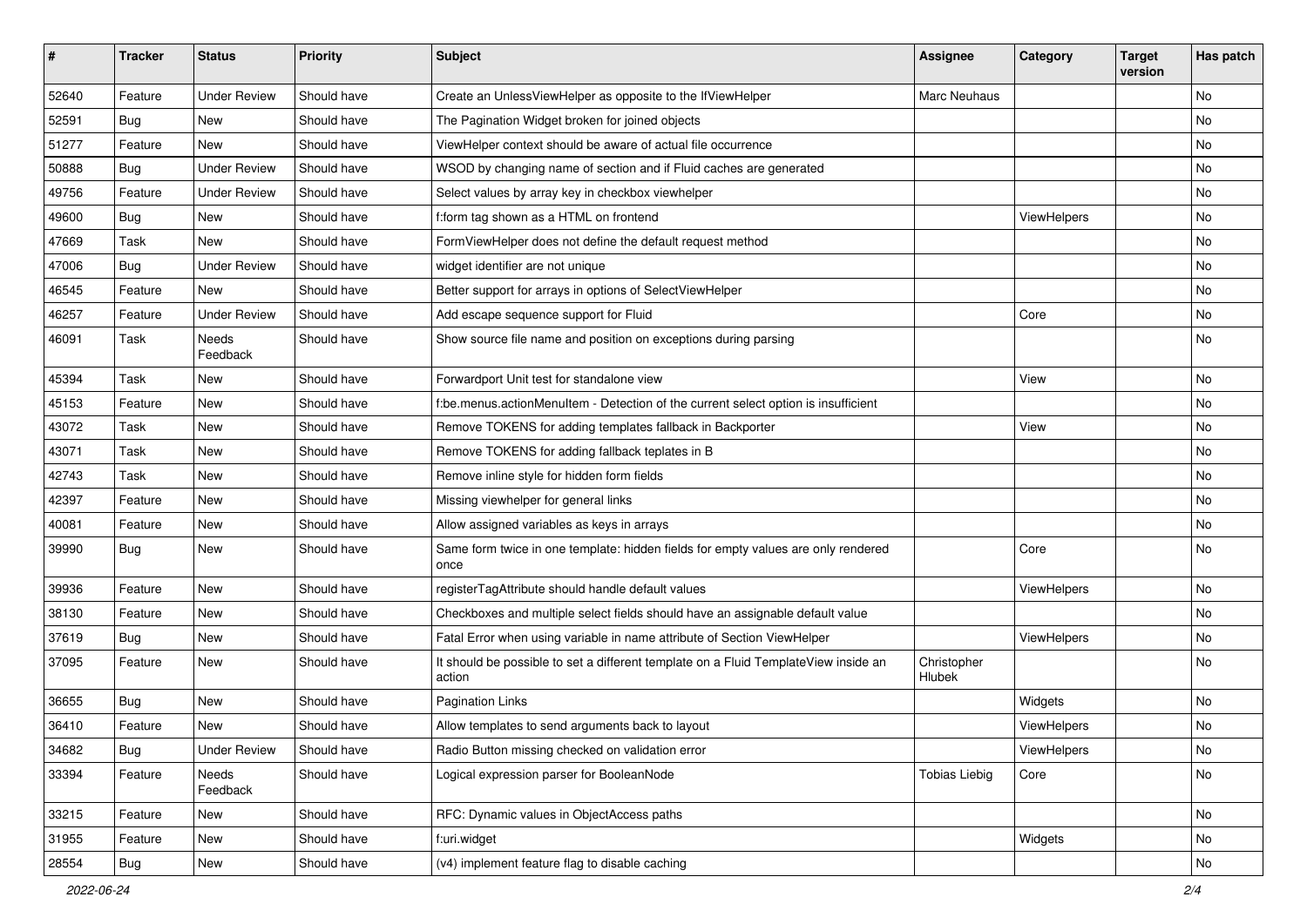| # | Tracker | Status | Priority | Subject | Assignee | Category | Target version | Has patch |
|---|---|---|---|---|---|---|---|---|
| 52640 | Feature | Under Review | Should have | Create an UnlessViewHelper as opposite to the IfViewHelper | Marc Neuhaus | | | No |
| 52591 | Bug | New | Should have | The Pagination Widget broken for joined objects | | | | No |
| 51277 | Feature | New | Should have | ViewHelper context should be aware of actual file occurrence | | | | No |
| 50888 | Bug | Under Review | Should have | WSOD by changing name of section and if Fluid caches are generated | | | | No |
| 49756 | Feature | Under Review | Should have | Select values by array key in checkbox viewhelper | | | | No |
| 49600 | Bug | New | Should have | f:form tag shown as a HTML on frontend | | ViewHelpers | | No |
| 47669 | Task | New | Should have | FormViewHelper does not define the default request method | | | | No |
| 47006 | Bug | Under Review | Should have | widget identifier are not unique | | | | No |
| 46545 | Feature | New | Should have | Better support for arrays in options of SelectViewHelper | | | | No |
| 46257 | Feature | Under Review | Should have | Add escape sequence support for Fluid | | Core | | No |
| 46091 | Task | Needs Feedback | Should have | Show source file name and position on exceptions during parsing | | | | No |
| 45394 | Task | New | Should have | Forwardport Unit test for standalone view | | View | | No |
| 45153 | Feature | New | Should have | f:be.menus.actionMenuItem - Detection of the current select option is insufficient | | | | No |
| 43072 | Task | New | Should have | Remove TOKENS for adding templates fallback in Backporter | | View | | No |
| 43071 | Task | New | Should have | Remove TOKENS for adding fallback teplates in B | | | | No |
| 42743 | Task | New | Should have | Remove inline style for hidden form fields | | | | No |
| 42397 | Feature | New | Should have | Missing viewhelper for general links | | | | No |
| 40081 | Feature | New | Should have | Allow assigned variables as keys in arrays | | | | No |
| 39990 | Bug | New | Should have | Same form twice in one template: hidden fields for empty values are only rendered once | | Core | | No |
| 39936 | Feature | New | Should have | registerTagAttribute should handle default values | | ViewHelpers | | No |
| 38130 | Feature | New | Should have | Checkboxes and multiple select fields should have an assignable default value | | | | No |
| 37619 | Bug | New | Should have | Fatal Error when using variable in name attribute of Section ViewHelper | | ViewHelpers | | No |
| 37095 | Feature | New | Should have | It should be possible to set a different template on a Fluid TemplateView inside an action | Christopher Hlubek | | | No |
| 36655 | Bug | New | Should have | Pagination Links | | Widgets | | No |
| 36410 | Feature | New | Should have | Allow templates to send arguments back to layout | | ViewHelpers | | No |
| 34682 | Bug | Under Review | Should have | Radio Button missing checked on validation error | | ViewHelpers | | No |
| 33394 | Feature | Needs Feedback | Should have | Logical expression parser for BooleanNode | Tobias Liebig | Core | | No |
| 33215 | Feature | New | Should have | RFC: Dynamic values in ObjectAccess paths | | | | No |
| 31955 | Feature | New | Should have | f:uri.widget | | Widgets | | No |
| 28554 | Bug | New | Should have | (v4) implement feature flag to disable caching | | | | No |

2022-06-24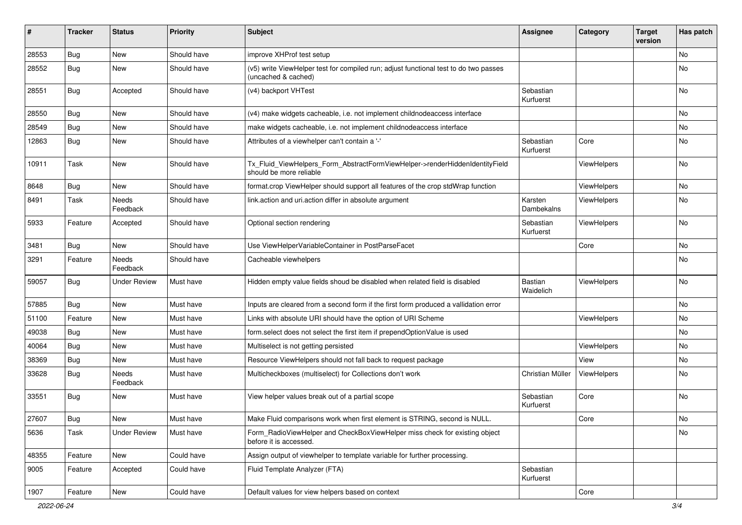| # | Tracker | Status | Priority | Subject | Assignee | Category | Target version | Has patch |
|---|---|---|---|---|---|---|---|---|
| 28553 | Bug | New | Should have | improve XHProf test setup | | | | No |
| 28552 | Bug | New | Should have | (v5) write ViewHelper test for compiled run; adjust functional test to do two passes (uncached & cached) | | | | No |
| 28551 | Bug | Accepted | Should have | (v4) backport VHTest | Sebastian Kurfuerst | | | No |
| 28550 | Bug | New | Should have | (v4) make widgets cacheable, i.e. not implement childnodeaccess interface | | | | No |
| 28549 | Bug | New | Should have | make widgets cacheable, i.e. not implement childnodeaccess interface | | | | No |
| 12863 | Bug | New | Should have | Attributes of a viewhelper can't contain a '-' | Sebastian Kurfuerst | Core | | No |
| 10911 | Task | New | Should have | Tx_Fluid_ViewHelpers_Form_AbstractFormViewHelper->renderHiddenIdentityField should be more reliable | | ViewHelpers | | No |
| 8648 | Bug | New | Should have | format.crop ViewHelper should support all features of the crop stdWrap function | | ViewHelpers | | No |
| 8491 | Task | Needs Feedback | Should have | link.action and uri.action differ in absolute argument | Karsten Dambekalns | ViewHelpers | | No |
| 5933 | Feature | Accepted | Should have | Optional section rendering | Sebastian Kurfuerst | ViewHelpers | | No |
| 3481 | Bug | New | Should have | Use ViewHelperVariableContainer in PostParseFacet | | Core | | No |
| 3291 | Feature | Needs Feedback | Should have | Cacheable viewhelpers | | | | No |
| 59057 | Bug | Under Review | Must have | Hidden empty value fields shoud be disabled when related field is disabled | Bastian Waidelich | ViewHelpers | | No |
| 57885 | Bug | New | Must have | Inputs are cleared from a second form if the first form produced a vallidation error | | | | No |
| 51100 | Feature | New | Must have | Links with absolute URI should have the option of URI Scheme | | ViewHelpers | | No |
| 49038 | Bug | New | Must have | form.select does not select the first item if prependOptionValue is used | | | | No |
| 40064 | Bug | New | Must have | Multiselect is not getting persisted | | ViewHelpers | | No |
| 38369 | Bug | New | Must have | Resource ViewHelpers should not fall back to request package | | View | | No |
| 33628 | Bug | Needs Feedback | Must have | Multicheckboxes (multiselect) for Collections don't work | Christian Müller | ViewHelpers | | No |
| 33551 | Bug | New | Must have | View helper values break out of a partial scope | Sebastian Kurfuerst | Core | | No |
| 27607 | Bug | New | Must have | Make Fluid comparisons work when first element is STRING, second is NULL. | | Core | | No |
| 5636 | Task | Under Review | Must have | Form_RadioViewHelper and CheckBoxViewHelper miss check for existing object before it is accessed. | | | | No |
| 48355 | Feature | New | Could have | Assign output of viewhelper to template variable for further processing. | | | | |
| 9005 | Feature | Accepted | Could have | Fluid Template Analyzer (FTA) | Sebastian Kurfuerst | | | |
| 1907 | Feature | New | Could have | Default values for view helpers based on context | | Core | | |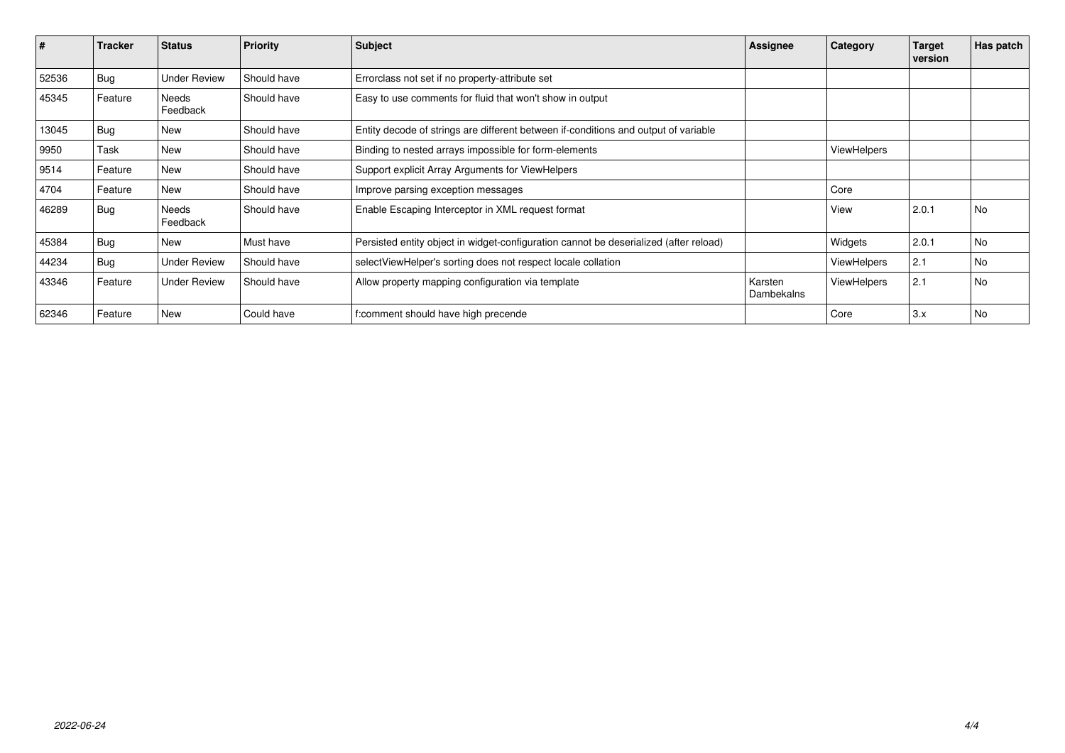| # | Tracker | Status | Priority | Subject | Assignee | Category | Target version | Has patch |
| --- | --- | --- | --- | --- | --- | --- | --- | --- |
| 52536 | Bug | Under Review | Should have | Errorclass not set if no property-attribute set | | | | |
| 45345 | Feature | Needs Feedback | Should have | Easy to use comments for fluid that won't show in output | | | | |
| 13045 | Bug | New | Should have | Entity decode of strings are different between if-conditions and output of variable | | | | |
| 9950 | Task | New | Should have | Binding to nested arrays impossible for form-elements | | ViewHelpers | | |
| 9514 | Feature | New | Should have | Support explicit Array Arguments for ViewHelpers | | | | |
| 4704 | Feature | New | Should have | Improve parsing exception messages | | Core | | |
| 46289 | Bug | Needs Feedback | Should have | Enable Escaping Interceptor in XML request format | | View | 2.0.1 | No |
| 45384 | Bug | New | Must have | Persisted entity object in widget-configuration cannot be deserialized (after reload) | | Widgets | 2.0.1 | No |
| 44234 | Bug | Under Review | Should have | selectViewHelper's sorting does not respect locale collation | | ViewHelpers | 2.1 | No |
| 43346 | Feature | Under Review | Should have | Allow property mapping configuration via template | Karsten Dambekalns | ViewHelpers | 2.1 | No |
| 62346 | Feature | New | Could have | f:comment should have high precende | | Core | 3.x | No |